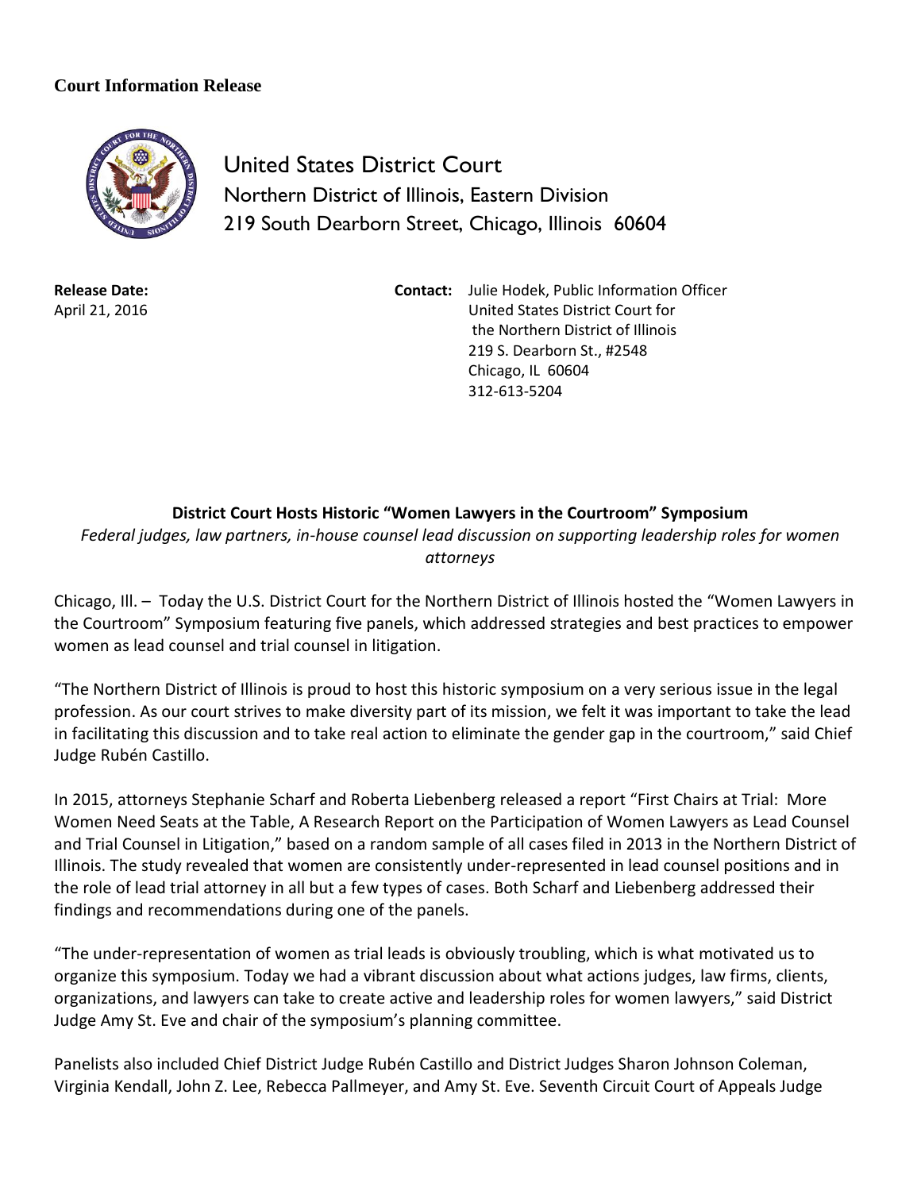**Court Information Release**

United States District Court
Northern District of Illinois, Eastern Division
219 South Dearborn Street, Chicago, Illinois 60604

**Release Date:**
April 21, 2016

**Contact:** Julie Hodek, Public Information Officer
United States District Court for
the Northern District of Illinois
219 S. Dearborn St., #2548
Chicago, IL 60604
312-613-5204

## District Court Hosts Historic "Women Lawyers in the Courtroom" Symposium

*Federal judges, law partners, in-house counsel lead discussion on supporting leadership roles for women attorneys*

Chicago, Ill. – Today the U.S. District Court for the Northern District of Illinois hosted the "Women Lawyers in the Courtroom" Symposium featuring five panels, which addressed strategies and best practices to empower women as lead counsel and trial counsel in litigation.

"The Northern District of Illinois is proud to host this historic symposium on a very serious issue in the legal profession. As our court strives to make diversity part of its mission, we felt it was important to take the lead in facilitating this discussion and to take real action to eliminate the gender gap in the courtroom," said Chief Judge Rubén Castillo.

In 2015, attorneys Stephanie Scharf and Roberta Liebenberg released a report "First Chairs at Trial: More Women Need Seats at the Table, A Research Report on the Participation of Women Lawyers as Lead Counsel and Trial Counsel in Litigation," based on a random sample of all cases filed in 2013 in the Northern District of Illinois. The study revealed that women are consistently under-represented in lead counsel positions and in the role of lead trial attorney in all but a few types of cases. Both Scharf and Liebenberg addressed their findings and recommendations during one of the panels.

"The under-representation of women as trial leads is obviously troubling, which is what motivated us to organize this symposium. Today we had a vibrant discussion about what actions judges, law firms, clients, organizations, and lawyers can take to create active and leadership roles for women lawyers," said District Judge Amy St. Eve and chair of the symposium's planning committee.

Panelists also included Chief District Judge Rubén Castillo and District Judges Sharon Johnson Coleman, Virginia Kendall, John Z. Lee, Rebecca Pallmeyer, and Amy St. Eve. Seventh Circuit Court of Appeals Judge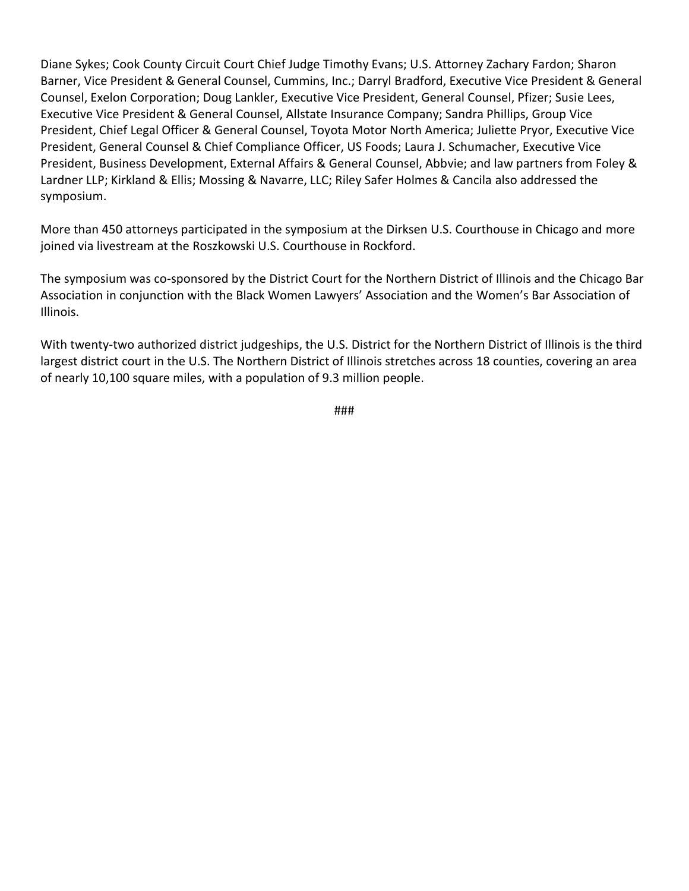Diane Sykes; Cook County Circuit Court Chief Judge Timothy Evans; U.S. Attorney Zachary Fardon; Sharon Barner, Vice President & General Counsel, Cummins, Inc.; Darryl Bradford, Executive Vice President & General Counsel, Exelon Corporation; Doug Lankler, Executive Vice President, General Counsel, Pfizer; Susie Lees, Executive Vice President & General Counsel, Allstate Insurance Company; Sandra Phillips, Group Vice President, Chief Legal Officer & General Counsel, Toyota Motor North America; Juliette Pryor, Executive Vice President, General Counsel & Chief Compliance Officer, US Foods; Laura J. Schumacher, Executive Vice President, Business Development, External Affairs & General Counsel, Abbvie; and law partners from Foley & Lardner LLP; Kirkland & Ellis; Mossing & Navarre, LLC; Riley Safer Holmes & Cancila also addressed the symposium.

More than 450 attorneys participated in the symposium at the Dirksen U.S. Courthouse in Chicago and more joined via livestream at the Roszkowski U.S. Courthouse in Rockford.

The symposium was co-sponsored by the District Court for the Northern District of Illinois and the Chicago Bar Association in conjunction with the Black Women Lawyers' Association and the Women's Bar Association of Illinois.

With twenty-two authorized district judgeships, the U.S. District for the Northern District of Illinois is the third largest district court in the U.S. The Northern District of Illinois stretches across 18 counties, covering an area of nearly 10,100 square miles, with a population of 9.3 million people.

###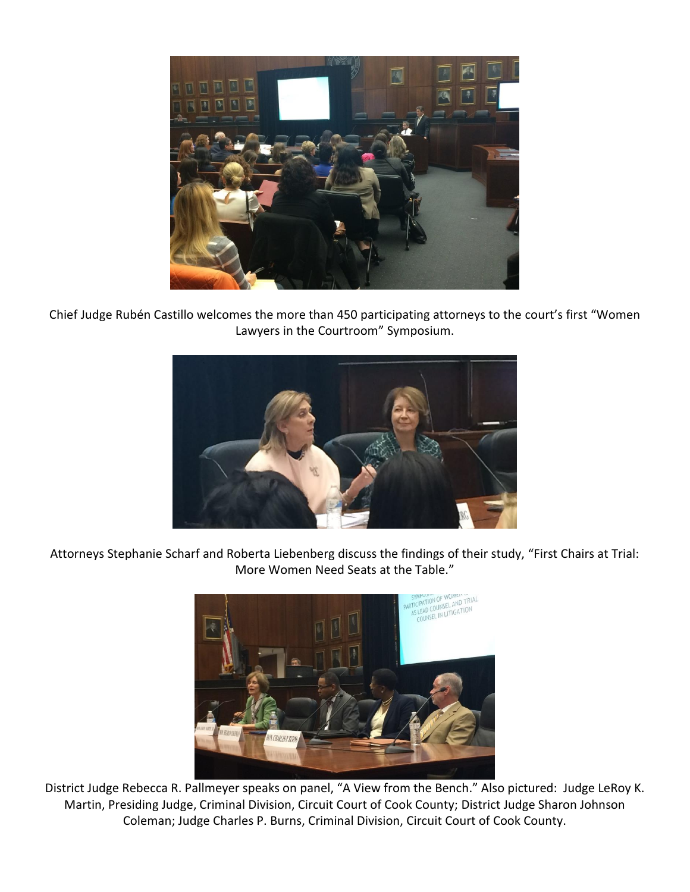Chief Judge Rubén Castillo welcomes the more than 450 participating attorneys to the court's first "Women Lawyers in the Courtroom" Symposium.

Attorneys Stephanie Scharf and Roberta Liebenberg discuss the findings of their study, "First Chairs at Trial: More Women Need Seats at the Table."

District Judge Rebecca R. Pallmeyer speaks on panel, "A View from the Bench." Also pictured: Judge LeRoy K. Martin, Presiding Judge, Criminal Division, Circuit Court of Cook County; District Judge Sharon Johnson Coleman; Judge Charles P. Burns, Criminal Division, Circuit Court of Cook County.